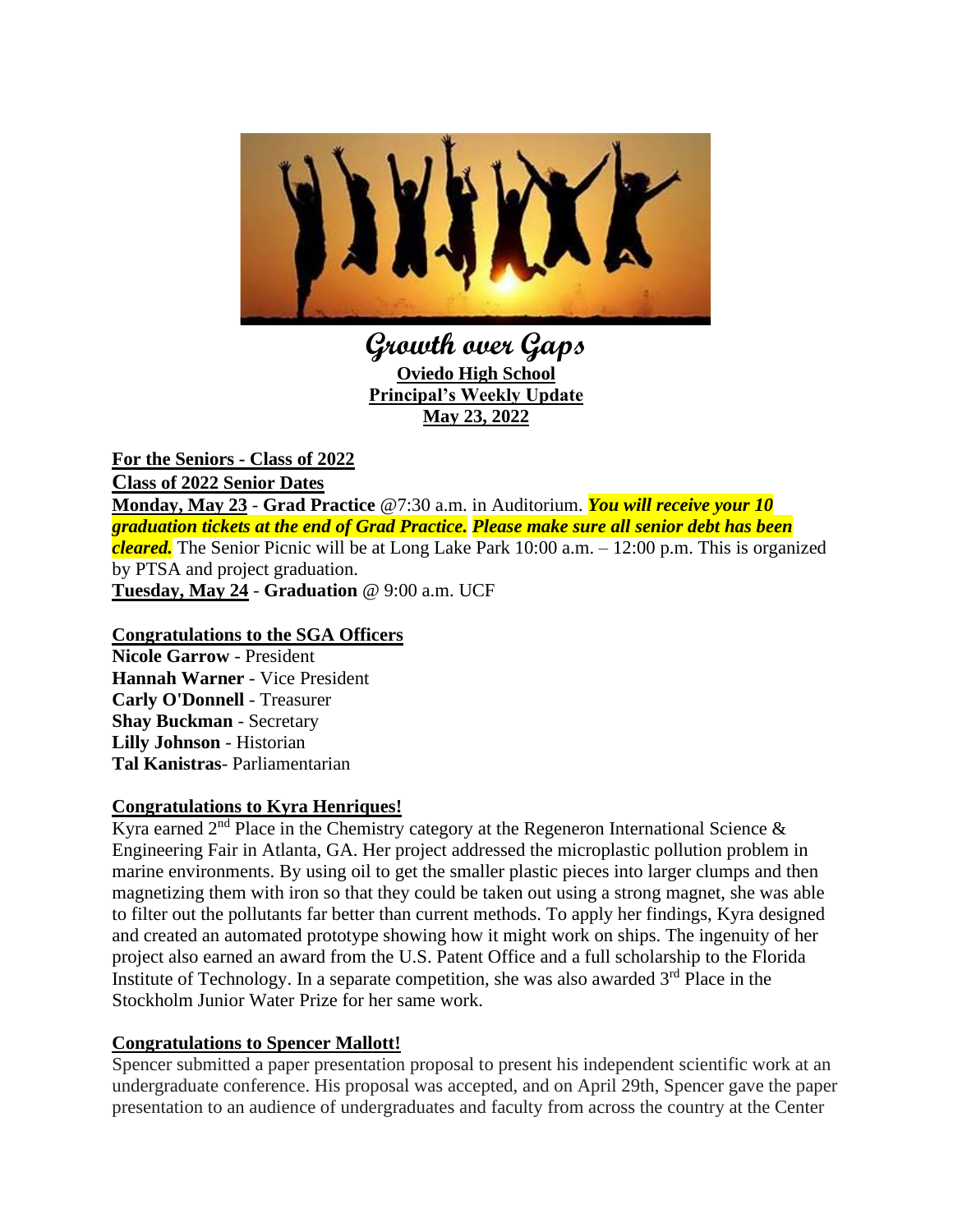# Growth over Gaps

**Oviedo High School**
**Principal's Weekly Update**
**May 23, 2022**

## For the Seniors - Class of 2022

### Class of 2022 Senior Dates

**Monday, May 23** - **Grad Practice** @7:30 a.m. in Auditorium. ***You will receive your 10 graduation tickets at the end of Grad Practice.*** ***Please make sure all senior debt has been cleared.*** The Senior Picnic will be at Long Lake Park 10:00 a.m. – 12:00 p.m. This is organized by PTSA and project graduation.

**Tuesday, May 24** - **Graduation** @ 9:00 a.m. UCF

## Congratulations to the SGA Officers

**Nicole Garrow** - President
**Hannah Warner** - Vice President
**Carly O'Donnell** - Treasurer
**Shay Buckman** - Secretary
**Lilly Johnson** - Historian
**Tal Kanistras**- Parliamentarian

## Congratulations to Kyra Henriques!

Kyra earned 2nd Place in the Chemistry category at the Regeneron International Science & Engineering Fair in Atlanta, GA. Her project addressed the microplastic pollution problem in marine environments. By using oil to get the smaller plastic pieces into larger clumps and then magnetizing them with iron so that they could be taken out using a strong magnet, she was able to filter out the pollutants far better than current methods. To apply her findings, Kyra designed and created an automated prototype showing how it might work on ships. The ingenuity of her project also earned an award from the U.S. Patent Office and a full scholarship to the Florida Institute of Technology. In a separate competition, she was also awarded 3rd Place in the Stockholm Junior Water Prize for her same work.

## Congratulations to Spencer Mallott!

Spencer submitted a paper presentation proposal to present his independent scientific work at an undergraduate conference. His proposal was accepted, and on April 29th, Spencer gave the paper presentation to an audience of undergraduates and faculty from across the country at the Center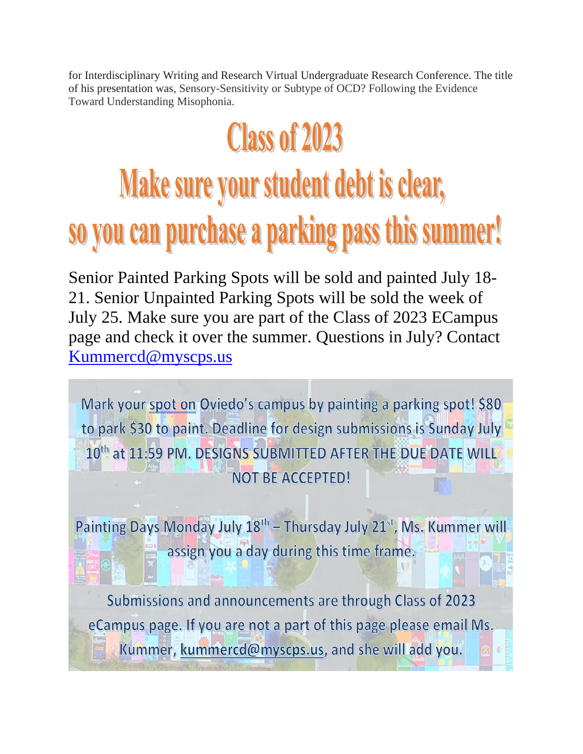for Interdisciplinary Writing and Research Virtual Undergraduate Research Conference. The title of his presentation was, Sensory-Sensitivity or Subtype of OCD? Following the Evidence Toward Understanding Misophonia.

# Class of 2023

# Make sure your student debt is clear, so you can purchase a parking pass this summer!

Senior Painted Parking Spots will be sold and painted July 18-21. Senior Unpainted Parking Spots will be sold the week of July 25. Make sure you are part of the Class of 2023 ECampus page and check it over the summer. Questions in July? Contact Kummercd@myscps.us

Mark your spot on Oviedo's campus by painting a parking spot! $80 to park $30 to paint. Deadline for design submissions is Sunday July 10th at 11:59 PM. DESIGNS SUBMITTED AFTER THE DUE DATE WILL NOT BE ACCEPTED!

Painting Days Monday July 18th – Thursday July 21st, Ms. Kummer will assign you a day during this time frame.

Submissions and announcements are through Class of 2023 eCampus page. If you are not a part of this page please email Ms. Kummer, kummercd@myscps.us, and she will add you.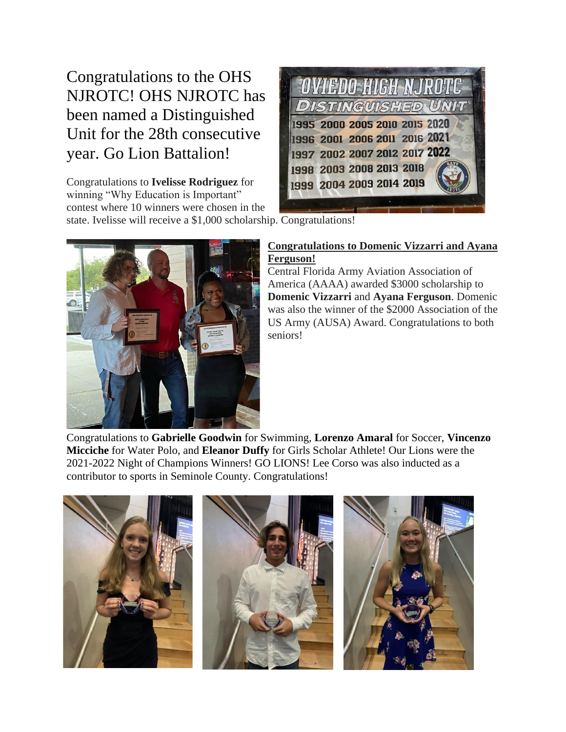Congratulations to the OHS NJROTC! OHS NJROTC has been named a Distinguished Unit for the 28th consecutive year. Go Lion Battalion!

Congratulations to **Ivelisse Rodriguez** for winning "Why Education is Important" contest where 10 winners were chosen in the state. Ivelisse will receive a $1,000 scholarship. Congratulations!

**Congratulations to Domenic Vizzarri and Ayana Ferguson!**

Central Florida Army Aviation Association of America (AAAA) awarded $3000 scholarship to **Domenic Vizzarri** and **Ayana Ferguson**. Domenic was also the winner of the $2000 Association of the US Army (AUSA) Award. Congratulations to both seniors!

Congratulations to **Gabrielle Goodwin** for Swimming, **Lorenzo Amaral** for Soccer, **Vincenzo Micciche** for Water Polo, and **Eleanor Duffy** for Girls Scholar Athlete! Our Lions were the 2021-2022 Night of Champions Winners! GO LIONS! Lee Corso was also inducted as a contributor to sports in Seminole County. Congratulations!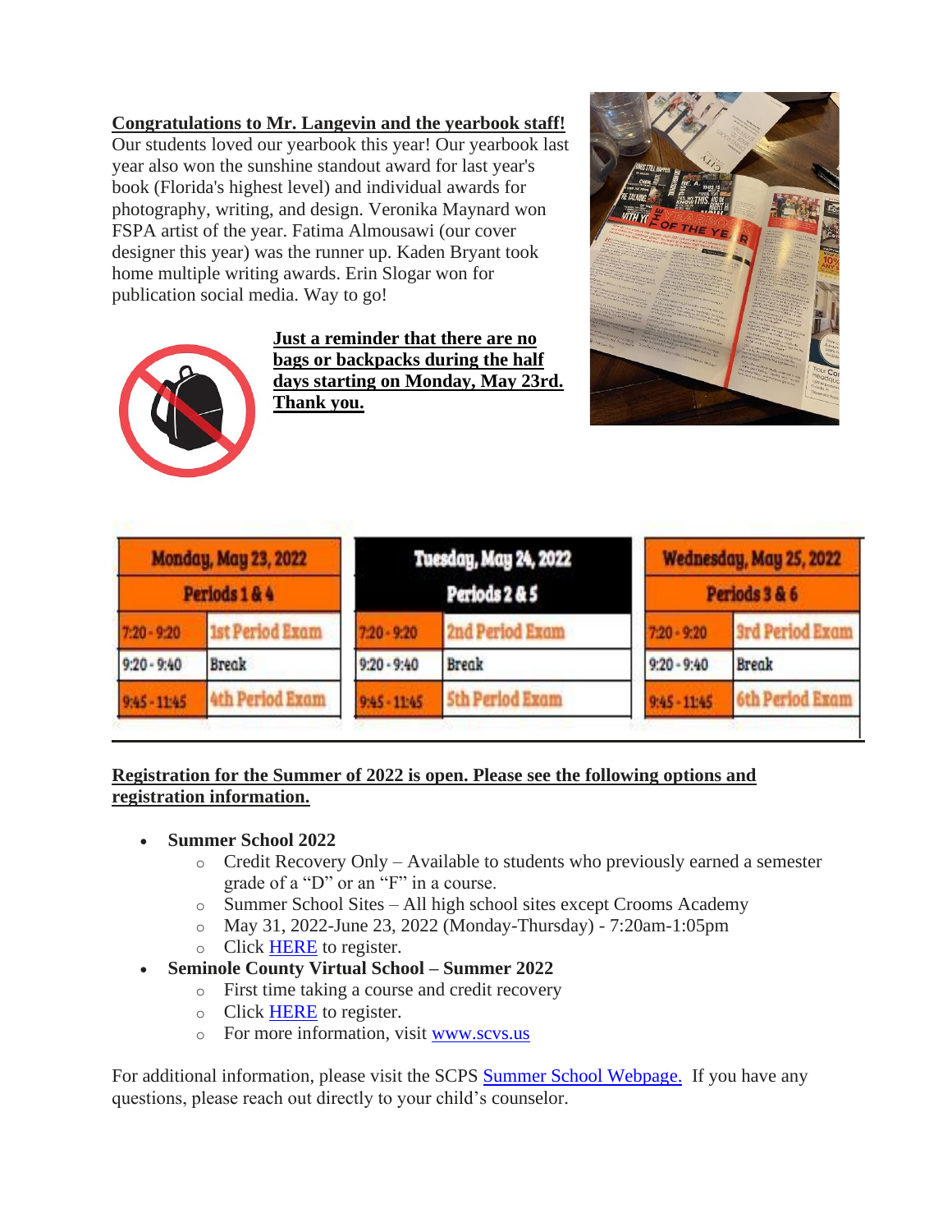**Congratulations to Mr. Langevin and the yearbook staff!**

Our students loved our yearbook this year! Our yearbook last year also won the sunshine standout award for last year's book (Florida's highest level) and individual awards for photography, writing, and design. Veronika Maynard won FSPA artist of the year. Fatima Almousawi (our cover designer this year) was the runner up. Kaden Bryant took home multiple writing awards. Erin Slogar won for publication social media. Way to go!

**Just a reminder that there are no bags or backpacks during the half days starting on Monday, May 23rd. Thank you.**

| Monday, May 23, 2022 | | Tuesday, May 24, 2022 | | Wednesday, May 25, 2022 | |
|---|---|---|---|---|---|
| Periods 1 & 4 | | Periods 2 & 5 | | Periods 3 & 6 | |
| 7:20 - 9:20 | 1st Period Exam | 7:20 - 9:20 | 2nd Period Exam | 7:20 - 9:20 | 3rd Period Exam |
| 9:20 - 9:40 | Break | 9:20 - 9:40 | Break | 9:20 - 9:40 | Break |
| 9:45 - 11:45 | 4th Period Exam | 9:45 - 11:45 | 5th Period Exam | 9:45 - 11:45 | 6th Period Exam |

**Registration for the Summer of 2022 is open. Please see the following options and registration information.**

- **Summer School 2022**
  - Credit Recovery Only – Available to students who previously earned a semester grade of a "D" or an "F" in a course.
  - Summer School Sites – All high school sites except Crooms Academy
  - May 31, 2022-June 23, 2022 (Monday-Thursday) - 7:20am-1:05pm
  - Click HERE to register.
- **Seminole County Virtual School – Summer 2022**
  - First time taking a course and credit recovery
  - Click HERE to register.
  - For more information, visit www.scvs.us

For additional information, please visit the SCPS Summer School Webpage. If you have any questions, please reach out directly to your child's counselor.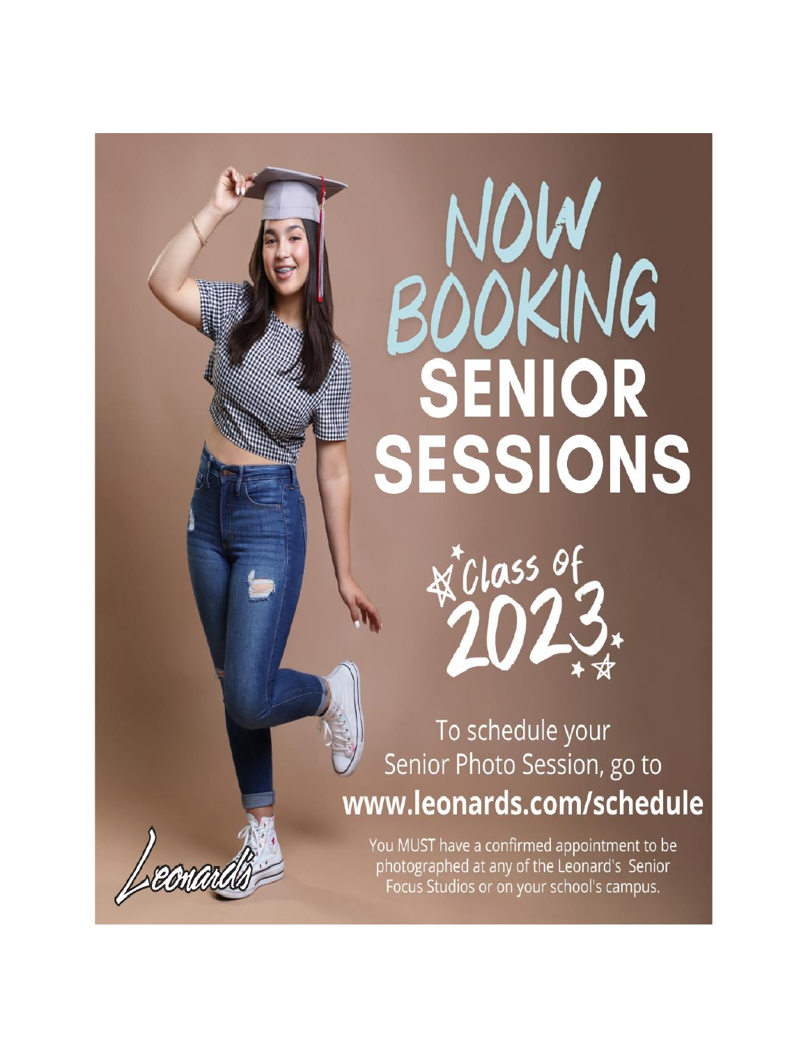# NOW BOOKING SENIOR SESSIONS

Class of 2023

To schedule your Senior Photo Session, go to

**www.leonards.com/schedule**

You MUST have a confirmed appointment to be photographed at any of the Leonard's Senior Focus Studios or on your school's campus.

Leonard's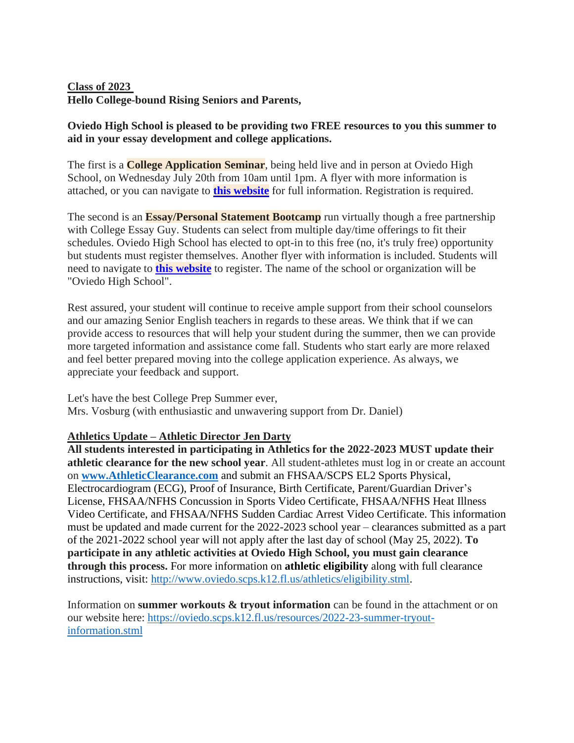**Class of 2023**
**Hello College-bound Rising Seniors and Parents,**

**Oviedo High School is pleased to be providing two FREE resources to you this summer to aid in your essay development and college applications.**

The first is a **College Application Seminar**, being held live and in person at Oviedo High School, on Wednesday July 20th from 10am until 1pm. A flyer with more information is attached, or you can navigate to **this website** for full information. Registration is required.

The second is an **Essay/Personal Statement Bootcamp** run virtually though a free partnership with College Essay Guy. Students can select from multiple day/time offerings to fit their schedules. Oviedo High School has elected to opt-in to this free (no, it's truly free) opportunity but students must register themselves. Another flyer with information is included. Students will need to navigate to **this website** to register. The name of the school or organization will be "Oviedo High School".

Rest assured, your student will continue to receive ample support from their school counselors and our amazing Senior English teachers in regards to these areas. We think that if we can provide access to resources that will help your student during the summer, then we can provide more targeted information and assistance come fall. Students who start early are more relaxed and feel better prepared moving into the college application experience. As always, we appreciate your feedback and support.

Let's have the best College Prep Summer ever,
Mrs. Vosburg (with enthusiastic and unwavering support from Dr. Daniel)

**Athletics Update – Athletic Director Jen Darty**
**All students interested in participating in Athletics for the 2022-2023 MUST update their athletic clearance for the new school year**. All student-athletes must log in or create an account on **www.AthleticClearance.com** and submit an FHSAA/SCPS EL2 Sports Physical, Electrocardiogram (ECG), Proof of Insurance, Birth Certificate, Parent/Guardian Driver's License, FHSAA/NFHS Concussion in Sports Video Certificate, FHSAA/NFHS Heat Illness Video Certificate, and FHSAA/NFHS Sudden Cardiac Arrest Video Certificate. This information must be updated and made current for the 2022-2023 school year – clearances submitted as a part of the 2021-2022 school year will not apply after the last day of school (May 25, 2022). **To participate in any athletic activities at Oviedo High School, you must gain clearance through this process.** For more information on **athletic eligibility** along with full clearance instructions, visit: http://www.oviedo.scps.k12.fl.us/athletics/eligibility.stml.

Information on **summer workouts & tryout information** can be found in the attachment or on our website here: https://oviedo.scps.k12.fl.us/resources/2022-23-summer-tryout-information.stml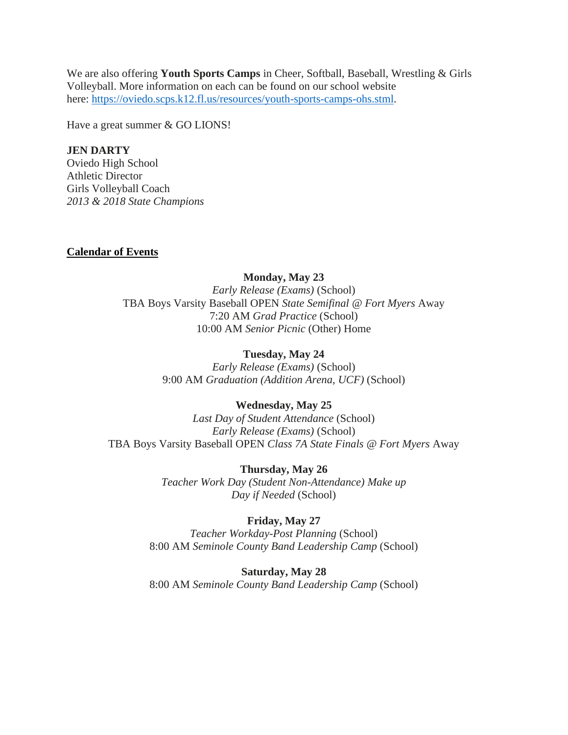We are also offering **Youth Sports Camps** in Cheer, Softball, Baseball, Wrestling & Girls Volleyball. More information on each can be found on our school website here: [https://oviedo.scps.k12.fl.us/resources/youth-sports-camps-ohs.stml](https://oviedo.scps.k12.fl.us/resources/youth-sports-camps-ohs.stml).

Have a great summer & GO LIONS!

**JEN DARTY**
Oviedo High School
Athletic Director
Girls Volleyball Coach
*2013 & 2018 State Champions*

**Calendar of Events**

**Monday, May 23**
*Early Release (Exams)* (School)
TBA Boys Varsity Baseball OPEN *State Semifinal @ Fort Myers* Away
7:20 AM *Grad Practice* (School)
10:00 AM *Senior Picnic* (Other) Home

**Tuesday, May 24**
*Early Release (Exams)* (School)
9:00 AM *Graduation (Addition Arena, UCF)* (School)

**Wednesday, May 25**
*Last Day of Student Attendance* (School)
*Early Release (Exams)* (School)
TBA Boys Varsity Baseball OPEN *Class 7A State Finals @ Fort Myers* Away

**Thursday, May 26**
*Teacher Work Day (Student Non-Attendance) Make up Day if Needed* (School)

**Friday, May 27**
*Teacher Workday-Post Planning* (School)
8:00 AM *Seminole County Band Leadership Camp* (School)

**Saturday, May 28**
8:00 AM *Seminole County Band Leadership Camp* (School)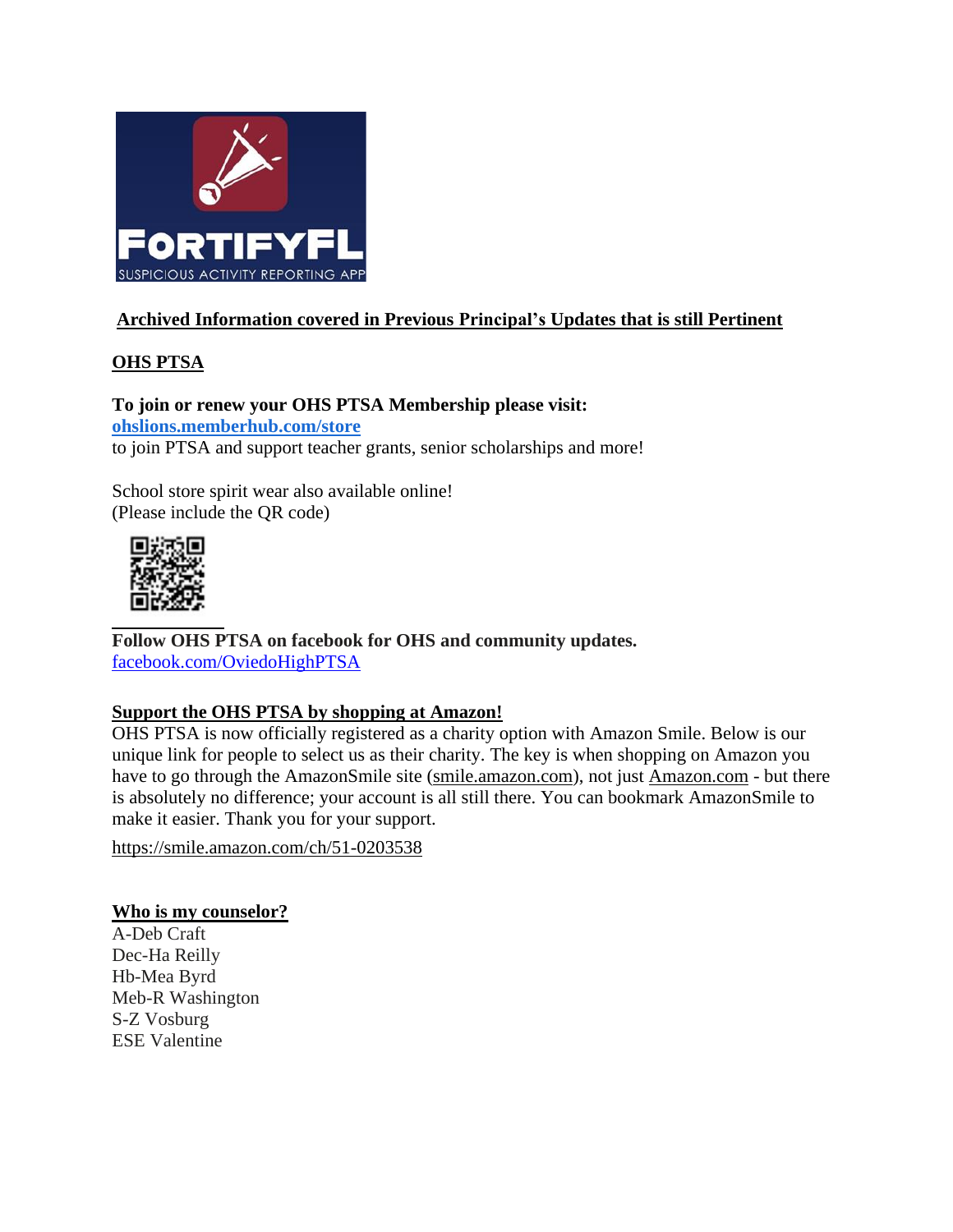FORTIFYFL

SUSPICIOUS ACTIVITY REPORTING APP

## Archived Information covered in Previous Principal's Updates that is still Pertinent

### OHS PTSA

**To join or renew your OHS PTSA Membership please visit:**
**ohslions.memberhub.com/store**
to join PTSA and support teacher grants, senior scholarships and more!

School store spirit wear also available online!
(Please include the QR code)

**Follow OHS PTSA on facebook for OHS and community updates.**
facebook.com/OviedoHighPTSA

### Support the OHS PTSA by shopping at Amazon!

OHS PTSA is now officially registered as a charity option with Amazon Smile. Below is our unique link for people to select us as their charity. The key is when shopping on Amazon you have to go through the AmazonSmile site (smile.amazon.com), not just Amazon.com - but there is absolutely no difference; your account is all still there. You can bookmark AmazonSmile to make it easier. Thank you for your support.

https://smile.amazon.com/ch/51-0203538

### Who is my counselor?

A-Deb Craft
Dec-Ha Reilly
Hb-Mea Byrd
Meb-R Washington
S-Z Vosburg
ESE Valentine